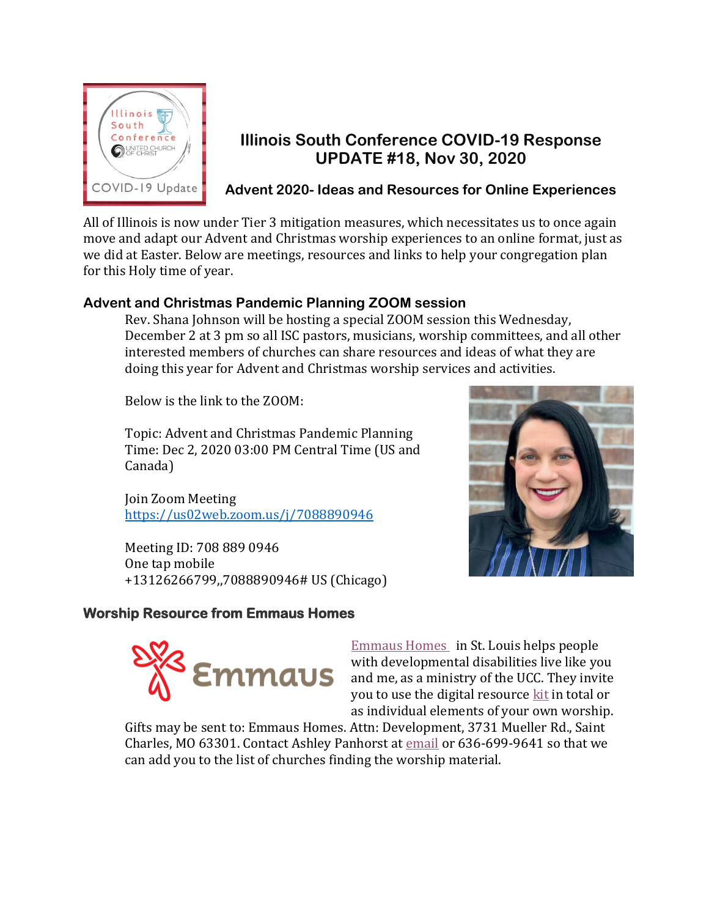# Illinois South Conference COVID-19 Response UPDATE #18, Nov 30, 2020

### Advent 2020- Ideas and Resources for Online Experiences

All of Illinois is now under Tier 3 mitigation measures, which necessitates us to once again move and adapt our Advent and Christmas worship experiences to an online format, just as we did at Easter. Below are meetings, resources and links to help your congregation plan for this Holy time of year.

## Advent and Christmas Pandemic Planning ZOOM session

Rev. Shana Johnson will be hosting a special ZOOM session this Wednesday, December 2 at 3 pm so all ISC pastors, musicians, worship committees, and all other interested members of churches can share resources and ideas of what they are doing this year for Advent and Christmas worship services and activities.

Below is the link to the ZOOM:

Topic: Advent and Christmas Pandemic Planning
Time: Dec 2, 2020 03:00 PM Central Time (US and Canada)

Join Zoom Meeting
https://us02web.zoom.us/j/7088890946

Meeting ID: 708 889 0946
One tap mobile
+13126266799,,7088890946# US (Chicago)

## Worship Resource from Emmaus Homes

Emmaus Homes in St. Louis helps people with developmental disabilities live like you and me, as a ministry of the UCC. They invite you to use the digital resource kit in total or as individual elements of your own worship. Gifts may be sent to: Emmaus Homes. Attn: Development, 3731 Mueller Rd., Saint Charles, MO 63301. Contact Ashley Panhorst at email or 636-699-9641 so that we can add you to the list of churches finding the worship material.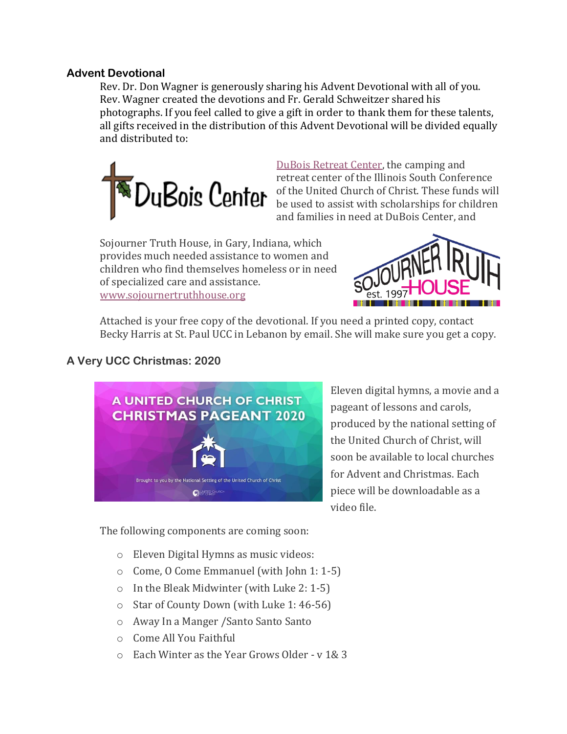## Advent Devotional

Rev. Dr. Don Wagner is generously sharing his Advent Devotional with all of you. Rev. Wagner created the devotions and Fr. Gerald Schweitzer shared his photographs. If you feel called to give a gift in order to thank them for these talents, all gifts received in the distribution of this Advent Devotional will be divided equally and distributed to:

DuBois Retreat Center, the camping and retreat center of the Illinois South Conference of the United Church of Christ. These funds will be used to assist with scholarships for children and families in need at DuBois Center, and

Sojourner Truth House, in Gary, Indiana, which provides much needed assistance to women and children who find themselves homeless or in need of specialized care and assistance. www.sojournertruthhouse.org

Attached is your free copy of the devotional. If you need a printed copy, contact Becky Harris at St. Paul UCC in Lebanon by email. She will make sure you get a copy.

## A Very UCC Christmas: 2020

Eleven digital hymns, a movie and a pageant of lessons and carols, produced by the national setting of the United Church of Christ, will soon be available to local churches for Advent and Christmas. Each piece will be downloadable as a video file.

The following components are coming soon:

- Eleven Digital Hymns as music videos:
- Come, O Come Emmanuel (with John 1: 1-5)
- In the Bleak Midwinter (with Luke 2: 1-5)
- Star of County Down (with Luke 1: 46-56)
- Away In a Manger /Santo Santo Santo
- Come All You Faithful
- Each Winter as the Year Grows Older - v 1& 3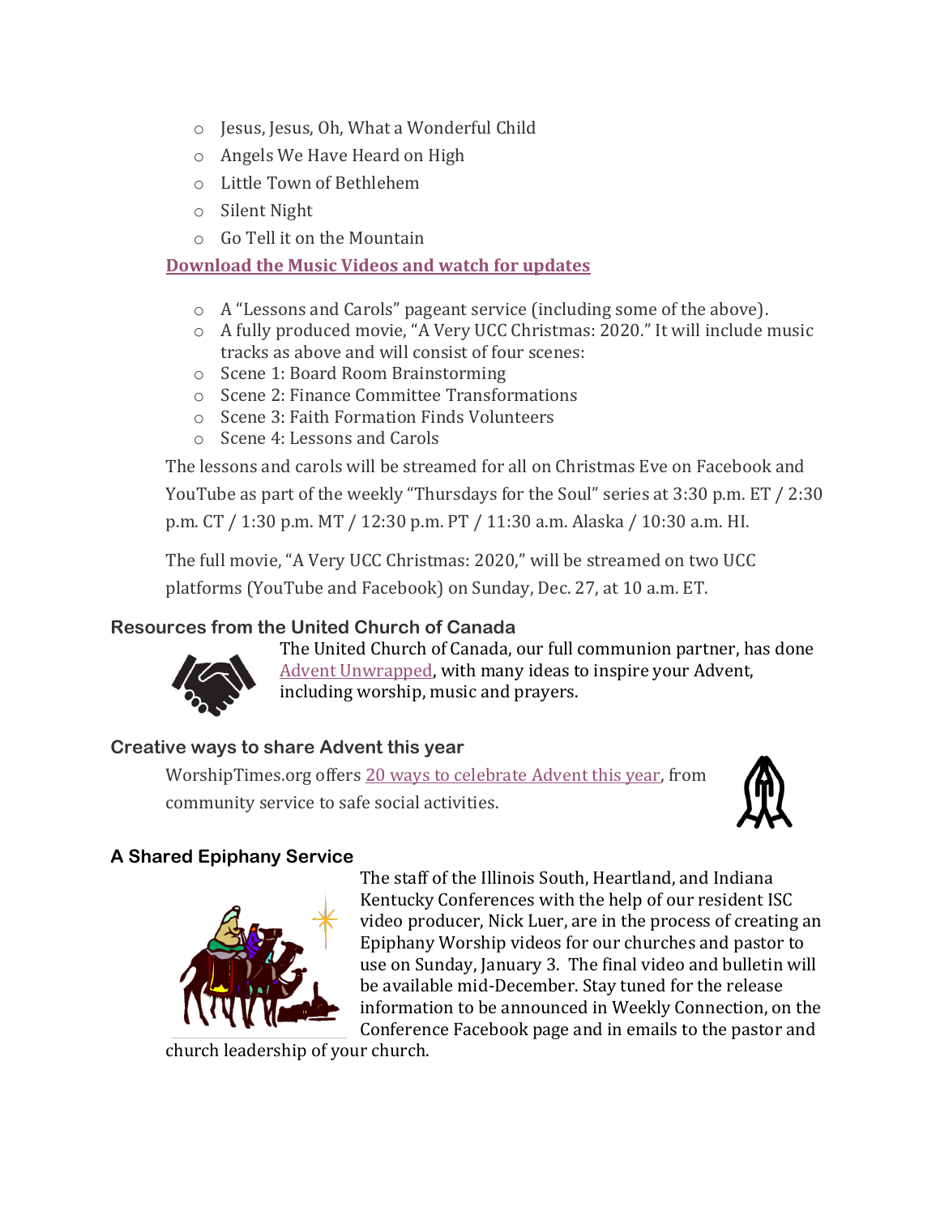- Jesus, Jesus, Oh, What a Wonderful Child
- Angels We Have Heard on High
- Little Town of Bethlehem
- Silent Night
- Go Tell it on the Mountain

**Download the Music Videos and watch for updates**

- A "Lessons and Carols" pageant service (including some of the above).
- A fully produced movie, "A Very UCC Christmas: 2020." It will include music tracks as above and will consist of four scenes:
- Scene 1: Board Room Brainstorming
- Scene 2: Finance Committee Transformations
- Scene 3: Faith Formation Finds Volunteers
- Scene 4: Lessons and Carols

The lessons and carols will be streamed for all on Christmas Eve on Facebook and YouTube as part of the weekly "Thursdays for the Soul" series at 3:30 p.m. ET / 2:30 p.m. CT / 1:30 p.m. MT / 12:30 p.m. PT / 11:30 a.m. Alaska / 10:30 a.m. HI.

The full movie, "A Very UCC Christmas: 2020," will be streamed on two UCC platforms (YouTube and Facebook) on Sunday, Dec. 27, at 10 a.m. ET.

### Resources from the United Church of Canada

The United Church of Canada, our full communion partner, has done Advent Unwrapped, with many ideas to inspire your Advent, including worship, music and prayers.

### Creative ways to share Advent this year

WorshipTimes.org offers 20 ways to celebrate Advent this year, from community service to safe social activities.

### A Shared Epiphany Service

The staff of the Illinois South, Heartland, and Indiana Kentucky Conferences with the help of our resident ISC video producer, Nick Luer, are in the process of creating an Epiphany Worship videos for our churches and pastor to use on Sunday, January 3. The final video and bulletin will be available mid-December. Stay tuned for the release information to be announced in Weekly Connection, on the Conference Facebook page and in emails to the pastor and church leadership of your church.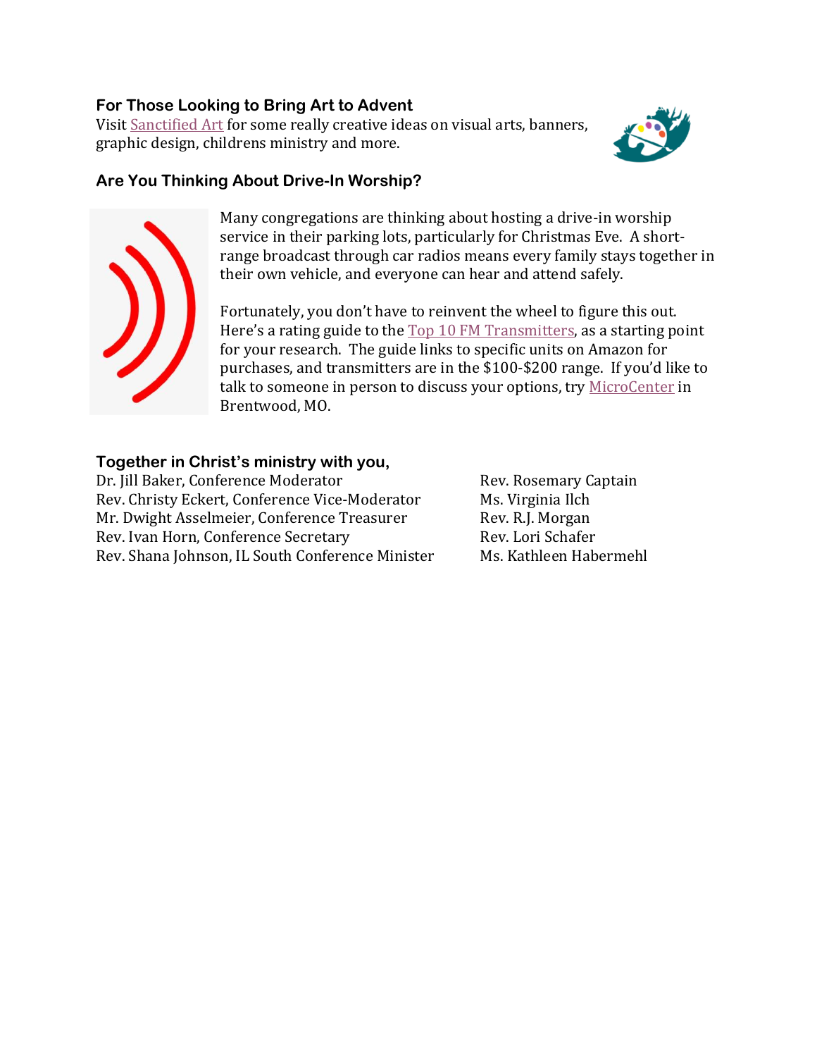### For Those Looking to Bring Art to Advent

Visit Sanctified Art for some really creative ideas on visual arts, banners, graphic design, childrens ministry and more.

### Are You Thinking About Drive-In Worship?

Many congregations are thinking about hosting a drive-in worship service in their parking lots, particularly for Christmas Eve. A short-range broadcast through car radios means every family stays together in their own vehicle, and everyone can hear and attend safely.

Fortunately, you don't have to reinvent the wheel to figure this out. Here's a rating guide to the Top 10 FM Transmitters, as a starting point for your research. The guide links to specific units on Amazon for purchases, and transmitters are in the $100-$200 range. If you'd like to talk to someone in person to discuss your options, try MicroCenter in Brentwood, MO.

### Together in Christ's ministry with you,

Dr. Jill Baker, Conference Moderator
Rev. Christy Eckert, Conference Vice-Moderator
Mr. Dwight Asselmeier, Conference Treasurer
Rev. Ivan Horn, Conference Secretary
Rev. Shana Johnson, IL South Conference Minister
Rev. Rosemary Captain
Ms. Virginia Ilch
Rev. R.J. Morgan
Rev. Lori Schafer
Ms. Kathleen Habermehl